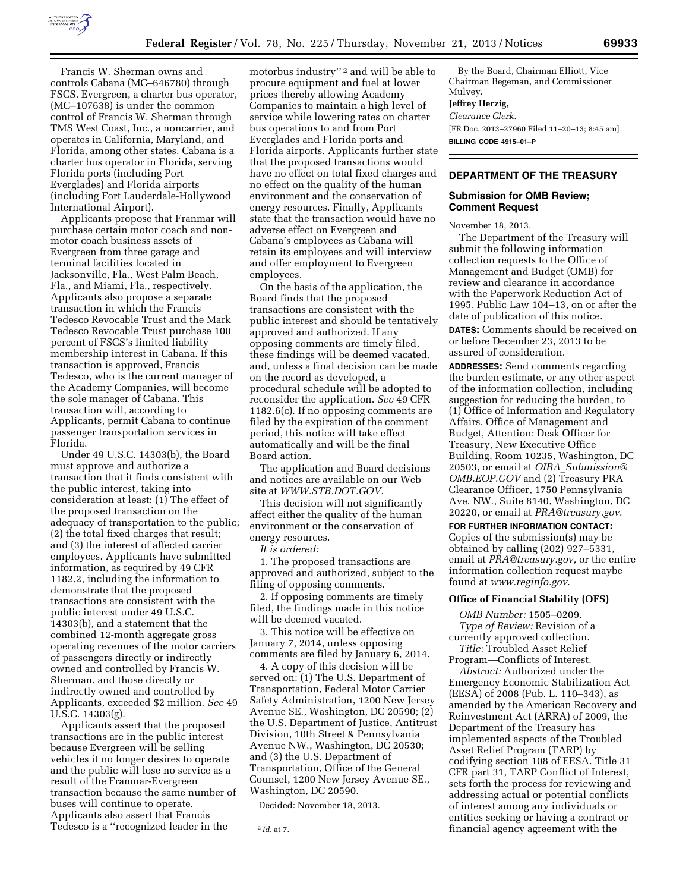Francis W. Sherman owns and controls Cabana (MC–646780) through FSCS. Evergreen, a charter bus operator, (MC–107638) is under the common control of Francis W. Sherman through TMS West Coast, Inc., a noncarrier, and operates in California, Maryland, and Florida, among other states. Cabana is a charter bus operator in Florida, serving Florida ports (including Port Everglades) and Florida airports (including Fort Lauderdale-Hollywood International Airport).

Applicants propose that Franmar will purchase certain motor coach and non-motor coach business assets of Evergreen from three garage and terminal facilities located in Jacksonville, Fla., West Palm Beach, Fla., and Miami, Fla., respectively. Applicants also propose a separate transaction in which the Francis Tedesco Revocable Trust and the Mark Tedesco Revocable Trust purchase 100 percent of FSCS's limited liability membership interest in Cabana. If this transaction is approved, Francis Tedesco, who is the current manager of the Academy Companies, will become the sole manager of Cabana. This transaction will, according to Applicants, permit Cabana to continue passenger transportation services in Florida.

Under 49 U.S.C. 14303(b), the Board must approve and authorize a transaction that it finds consistent with the public interest, taking into consideration at least: (1) The effect of the proposed transaction on the adequacy of transportation to the public; (2) the total fixed charges that result; and (3) the interest of affected carrier employees. Applicants have submitted information, as required by 49 CFR 1182.2, including the information to demonstrate that the proposed transactions are consistent with the public interest under 49 U.S.C. 14303(b), and a statement that the combined 12-month aggregate gross operating revenues of the motor carriers of passengers directly or indirectly owned and controlled by Francis W. Sherman, and those directly or indirectly owned and controlled by Applicants, exceeded $2 million. *See* 49 U.S.C. 14303(g).

Applicants assert that the proposed transactions are in the public interest because Evergreen will be selling vehicles it no longer desires to operate and the public will lose no service as a result of the Franmar-Evergreen transaction because the same number of buses will continue to operate. Applicants also assert that Francis Tedesco is a "recognized leader in the motorbus industry"[2] and will be able to procure equipment and fuel at lower prices thereby allowing Academy Companies to maintain a high level of service while lowering rates on charter bus operations to and from Port Everglades and Florida ports and Florida airports. Applicants further state that the proposed transactions would have no effect on total fixed charges and no effect on the quality of the human environment and the conservation of energy resources. Finally, Applicants state that the transaction would have no adverse effect on Evergreen and Cabana's employees as Cabana will retain its employees and will interview and offer employment to Evergreen employees.

On the basis of the application, the Board finds that the proposed transactions are consistent with the public interest and should be tentatively approved and authorized. If any opposing comments are timely filed, these findings will be deemed vacated, and, unless a final decision can be made on the record as developed, a procedural schedule will be adopted to reconsider the application. *See* 49 CFR 1182.6(c). If no opposing comments are filed by the expiration of the comment period, this notice will take effect automatically and will be the final Board action.

The application and Board decisions and notices are available on our Web site at *WWW.STB.DOT.GOV*.

This decision will not significantly affect either the quality of the human environment or the conservation of energy resources.

*It is ordered:*

1. The proposed transactions are approved and authorized, subject to the filing of opposing comments.

2. If opposing comments are timely filed, the findings made in this notice will be deemed vacated.

3. This notice will be effective on January 7, 2014, unless opposing comments are filed by January 6, 2014.

4. A copy of this decision will be served on: (1) The U.S. Department of Transportation, Federal Motor Carrier Safety Administration, 1200 New Jersey Avenue SE., Washington, DC 20590; (2) the U.S. Department of Justice, Antitrust Division, 10th Street & Pennsylvania Avenue NW., Washington, DC 20530; and (3) the U.S. Department of Transportation, Office of the General Counsel, 1200 New Jersey Avenue SE., Washington, DC 20590.

Decided: November 18, 2013.

By the Board, Chairman Elliott, Vice Chairman Begeman, and Commissioner Mulvey.

**Jeffrey Herzig,**

*Clearance Clerk.*

[FR Doc. 2013–27960 Filed 11–20–13; 8:45 am]

**BILLING CODE 4915–01–P**

[2] *Id.* at 7.

## DEPARTMENT OF THE TREASURY

### Submission for OMB Review; Comment Request

November 18, 2013.

The Department of the Treasury will submit the following information collection requests to the Office of Management and Budget (OMB) for review and clearance in accordance with the Paperwork Reduction Act of 1995, Public Law 104–13, on or after the date of publication of this notice.

**DATES:** Comments should be received on or before December 23, 2013 to be assured of consideration.

**ADDRESSES:** Send comments regarding the burden estimate, or any other aspect of the information collection, including suggestion for reducing the burden, to (1) Office of Information and Regulatory Affairs, Office of Management and Budget, Attention: Desk Officer for Treasury, New Executive Office Building, Room 10235, Washington, DC 20503, or email at *OIRA_Submission@OMB.EOP.GOV* and (2) Treasury PRA Clearance Officer, 1750 Pennsylvania Ave. NW., Suite 8140, Washington, DC 20220, or email at *PRA@treasury.gov*.

**FOR FURTHER INFORMATION CONTACT:** Copies of the submission(s) may be obtained by calling (202) 927–5331, email at *PRA@treasury.gov,* or the entire information collection request maybe found at *www.reginfo.gov*.

#### Office of Financial Stability (OFS)

*OMB Number:* 1505–0209.

*Type of Review:* Revision of a currently approved collection.

*Title:* Troubled Asset Relief Program—Conflicts of Interest.

*Abstract:* Authorized under the Emergency Economic Stabilization Act (EESA) of 2008 (Pub. L. 110–343), as amended by the American Recovery and Reinvestment Act (ARRA) of 2009, the Department of the Treasury has implemented aspects of the Troubled Asset Relief Program (TARP) by codifying section 108 of EESA. Title 31 CFR part 31, TARP Conflict of Interest, sets forth the process for reviewing and addressing actual or potential conflicts of interest among any individuals or entities seeking or having a contract or financial agency agreement with the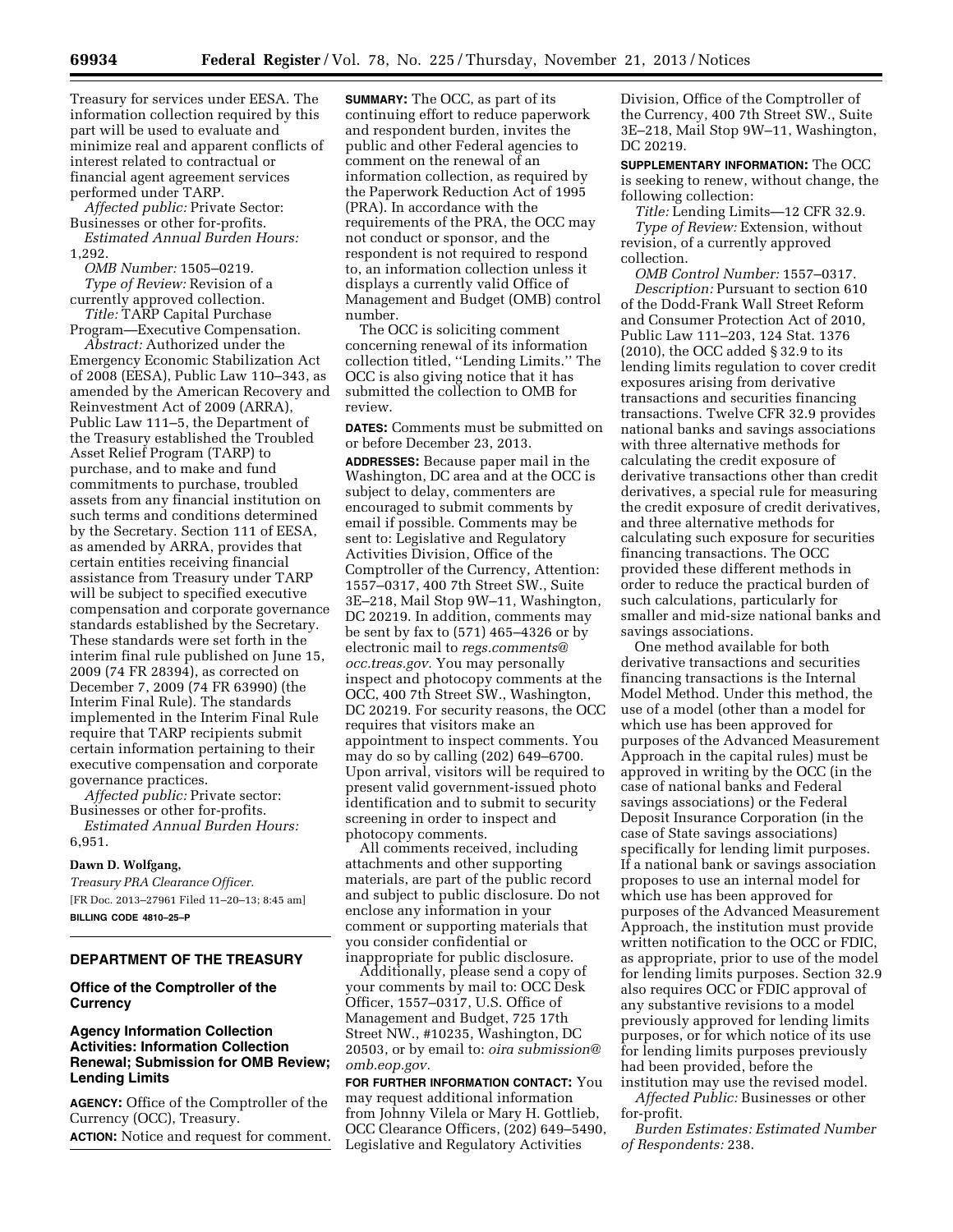Treasury for services under EESA. The information collection required by this part will be used to evaluate and minimize real and apparent conflicts of interest related to contractual or financial agent agreement services performed under TARP.

*Affected public:* Private Sector: Businesses or other for-profits.

*Estimated Annual Burden Hours:* 1,292.

*OMB Number:* 1505–0219.

*Type of Review:* Revision of a currently approved collection.

*Title:* TARP Capital Purchase Program—Executive Compensation.

*Abstract:* Authorized under the Emergency Economic Stabilization Act of 2008 (EESA), Public Law 110–343, as amended by the American Recovery and Reinvestment Act of 2009 (ARRA), Public Law 111–5, the Department of the Treasury established the Troubled Asset Relief Program (TARP) to purchase, and to make and fund commitments to purchase, troubled assets from any financial institution on such terms and conditions determined by the Secretary. Section 111 of EESA, as amended by ARRA, provides that certain entities receiving financial assistance from Treasury under TARP will be subject to specified executive compensation and corporate governance standards established by the Secretary. These standards were set forth in the interim final rule published on June 15, 2009 (74 FR 28394), as corrected on December 7, 2009 (74 FR 63990) (the Interim Final Rule). The standards implemented in the Interim Final Rule require that TARP recipients submit certain information pertaining to their executive compensation and corporate governance practices.

*Affected public:* Private sector: Businesses or other for-profits.

*Estimated Annual Burden Hours:* 6,951.

**Dawn D. Wolfgang,**

*Treasury PRA Clearance Officer.*

[FR Doc. 2013–27961 Filed 11–20–13; 8:45 am]

**BILLING CODE 4810–25–P**

## DEPARTMENT OF THE TREASURY

### Office of the Comptroller of the Currency

### Agency Information Collection Activities: Information Collection Renewal; Submission for OMB Review; Lending Limits

**AGENCY:** Office of the Comptroller of the Currency (OCC), Treasury.

**ACTION:** Notice and request for comment.

**SUMMARY:** The OCC, as part of its continuing effort to reduce paperwork and respondent burden, invites the public and other Federal agencies to comment on the renewal of an information collection, as required by the Paperwork Reduction Act of 1995 (PRA). In accordance with the requirements of the PRA, the OCC may not conduct or sponsor, and the respondent is not required to respond to, an information collection unless it displays a currently valid Office of Management and Budget (OMB) control number.

The OCC is soliciting comment concerning renewal of its information collection titled, ''Lending Limits.'' The OCC is also giving notice that it has submitted the collection to OMB for review.

**DATES:** Comments must be submitted on or before December 23, 2013.

**ADDRESSES:** Because paper mail in the Washington, DC area and at the OCC is subject to delay, commenters are encouraged to submit comments by email if possible. Comments may be sent to: Legislative and Regulatory Activities Division, Office of the Comptroller of the Currency, Attention: 1557–0317, 400 7th Street SW., Suite 3E–218, Mail Stop 9W–11, Washington, DC 20219. In addition, comments may be sent by fax to (571) 465–4326 or by electronic mail to *regs.comments@occ.treas.gov.* You may personally inspect and photocopy comments at the OCC, 400 7th Street SW., Washington, DC 20219. For security reasons, the OCC requires that visitors make an appointment to inspect comments. You may do so by calling (202) 649–6700. Upon arrival, visitors will be required to present valid government-issued photo identification and to submit to security screening in order to inspect and photocopy comments.

All comments received, including attachments and other supporting materials, are part of the public record and subject to public disclosure. Do not enclose any information in your comment or supporting materials that you consider confidential or inappropriate for public disclosure.

Additionally, please send a copy of your comments by mail to: OCC Desk Officer, 1557–0317, U.S. Office of Management and Budget, 725 17th Street NW., #10235, Washington, DC 20503, or by email to: *oira submission@omb.eop.gov.*

**FOR FURTHER INFORMATION CONTACT:** You may request additional information from Johnny Vilela or Mary H. Gottlieb, OCC Clearance Officers, (202) 649–5490, Legislative and Regulatory Activities Division, Office of the Comptroller of the Currency, 400 7th Street SW., Suite 3E–218, Mail Stop 9W–11, Washington, DC 20219.

**SUPPLEMENTARY INFORMATION:** The OCC is seeking to renew, without change, the following collection:

*Title:* Lending Limits—12 CFR 32.9.

*Type of Review:* Extension, without revision, of a currently approved collection.

*OMB Control Number:* 1557–0317.

*Description:* Pursuant to section 610 of the Dodd-Frank Wall Street Reform and Consumer Protection Act of 2010, Public Law 111–203, 124 Stat. 1376 (2010), the OCC added § 32.9 to its lending limits regulation to cover credit exposures arising from derivative transactions and securities financing transactions. Twelve CFR 32.9 provides national banks and savings associations with three alternative methods for calculating the credit exposure of derivative transactions other than credit derivatives, a special rule for measuring the credit exposure of credit derivatives, and three alternative methods for calculating such exposure for securities financing transactions. The OCC provided these different methods in order to reduce the practical burden of such calculations, particularly for smaller and mid-size national banks and savings associations.

One method available for both derivative transactions and securities financing transactions is the Internal Model Method. Under this method, the use of a model (other than a model for which use has been approved for purposes of the Advanced Measurement Approach in the capital rules) must be approved in writing by the OCC (in the case of national banks and Federal savings associations) or the Federal Deposit Insurance Corporation (in the case of State savings associations) specifically for lending limit purposes. If a national bank or savings association proposes to use an internal model for which use has been approved for purposes of the Advanced Measurement Approach, the institution must provide written notification to the OCC or FDIC, as appropriate, prior to use of the model for lending limits purposes. Section 32.9 also requires OCC or FDIC approval of any substantive revisions to a model previously approved for lending limits purposes, or for which notice of its use for lending limits purposes previously had been provided, before the institution may use the revised model.

*Affected Public:* Businesses or other for-profit.

*Burden Estimates: Estimated Number of Respondents:* 238.